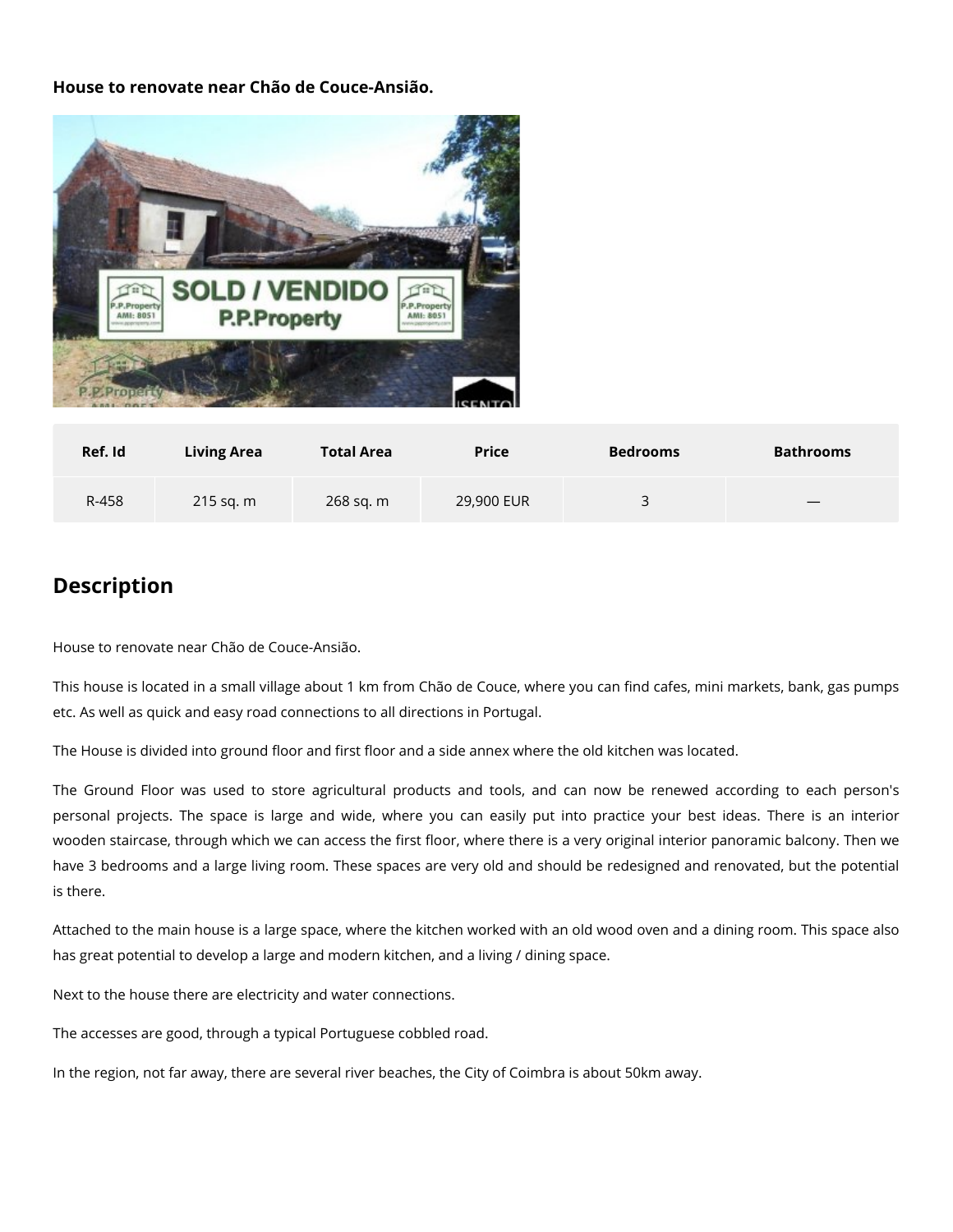**House to renovate near Chão de Couce-Ansião.**

| Ref. Id | Living Area | Total Area | Price | Bedrooms | Bathrooms |
|---|---|---|---|---|---|
| R-458 | 215 sq. m | 268 sq. m | 29,900 EUR | 3 | — |

## Description

House to renovate near Chão de Couce-Ansião.

This house is located in a small village about 1 km from Chão de Couce, where you can find cafes, mini markets, bank, gas pumps etc. As well as quick and easy road connections to all directions in Portugal.

The House is divided into ground floor and first floor and a side annex where the old kitchen was located.

The Ground Floor was used to store agricultural products and tools, and can now be renewed according to each person's personal projects. The space is large and wide, where you can easily put into practice your best ideas. There is an interior wooden staircase, through which we can access the first floor, where there is a very original interior panoramic balcony. Then we have 3 bedrooms and a large living room. These spaces are very old and should be redesigned and renovated, but the potential is there.

Attached to the main house is a large space, where the kitchen worked with an old wood oven and a dining room. This space also has great potential to develop a large and modern kitchen, and a living / dining space.

Next to the house there are electricity and water connections.

The accesses are good, through a typical Portuguese cobbled road.

In the region, not far away, there are several river beaches, the City of Coimbra is about 50km away.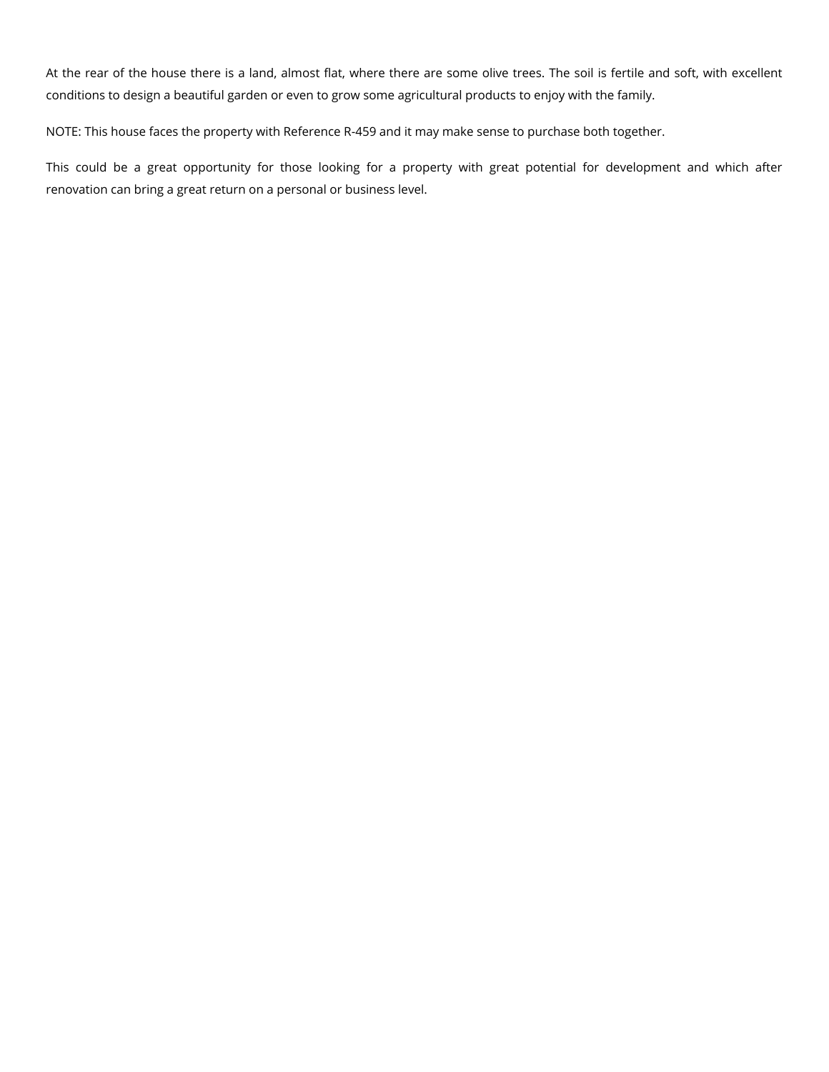At the rear of the house there is a land, almost flat, where there are some olive trees. The soil is fertile and soft, with excellent conditions to design a beautiful garden or even to grow some agricultural products to enjoy with the family.

NOTE: This house faces the property with Reference R-459 and it may make sense to purchase both together.

This could be a great opportunity for those looking for a property with great potential for development and which after renovation can bring a great return on a personal or business level.